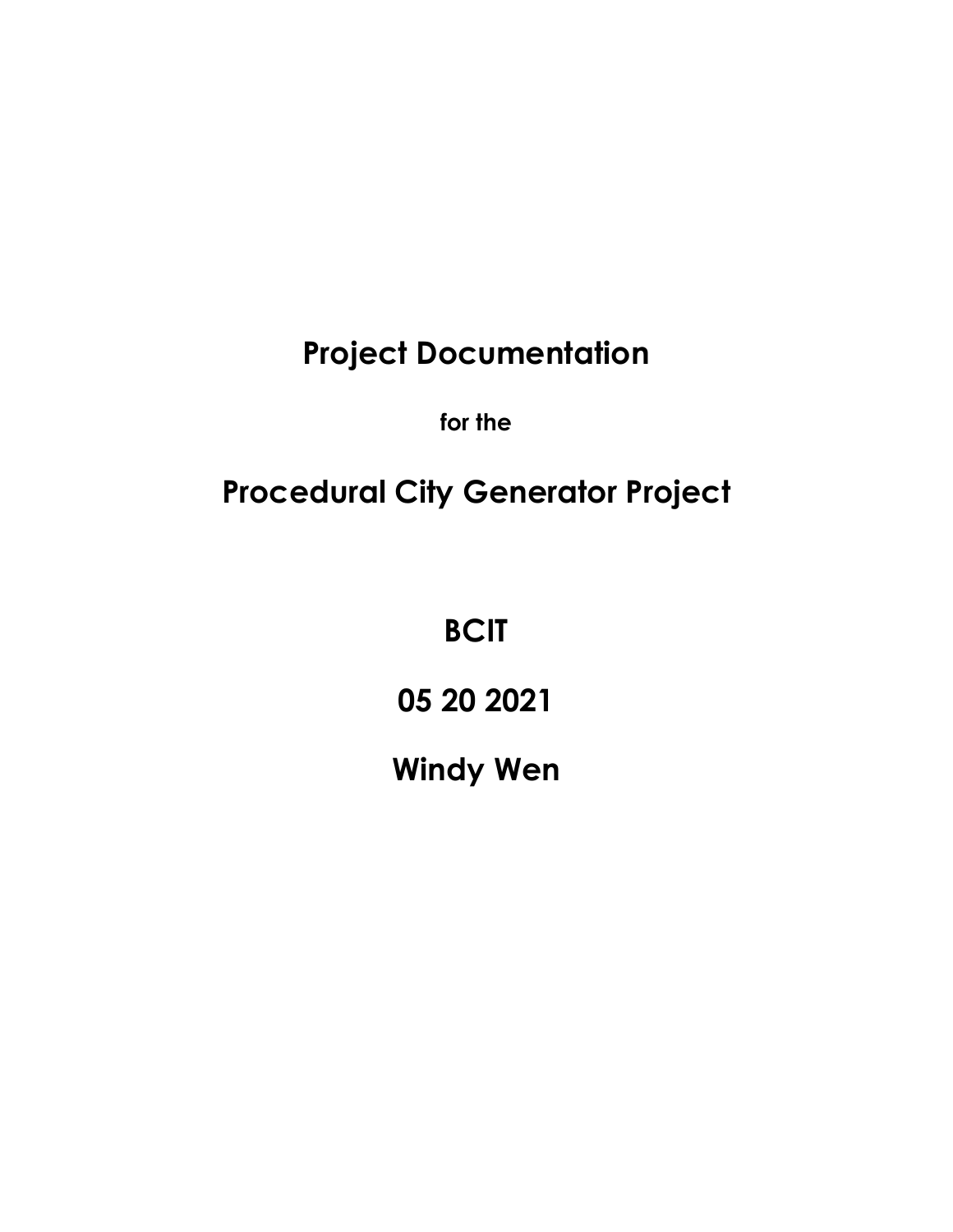# Project Documentation

**for the**

# Procedural City Generator Project

## BCIT

## 05 20 2021

## Windy Wen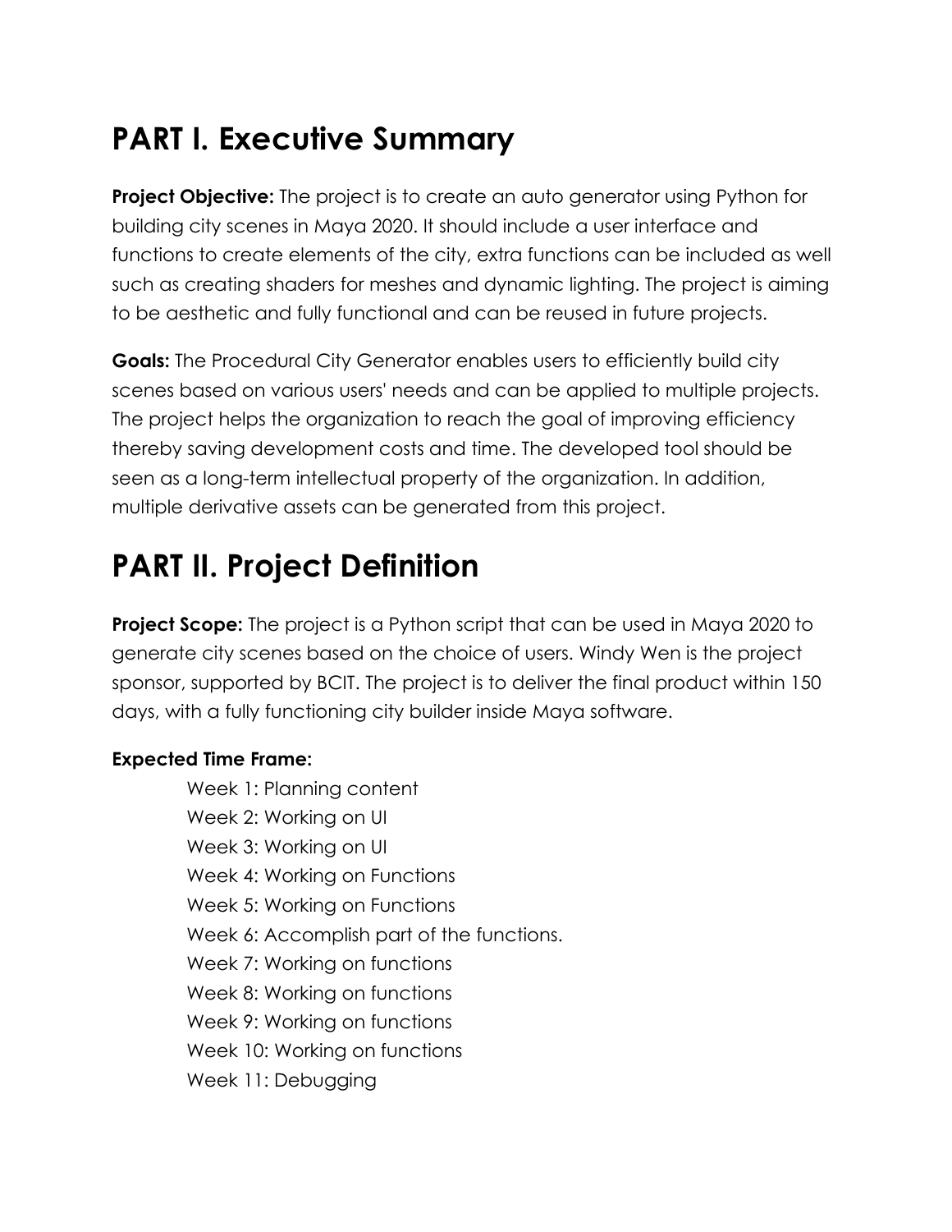# PART I. Executive Summary

**Project Objective:** The project is to create an auto generator using Python for building city scenes in Maya 2020. It should include a user interface and functions to create elements of the city, extra functions can be included as well such as creating shaders for meshes and dynamic lighting. The project is aiming to be aesthetic and fully functional and can be reused in future projects.

**Goals:** The Procedural City Generator enables users to efficiently build city scenes based on various users' needs and can be applied to multiple projects. The project helps the organization to reach the goal of improving efficiency thereby saving development costs and time. The developed tool should be seen as a long-term intellectual property of the organization. In addition, multiple derivative assets can be generated from this project.

# PART II. Project Definition

**Project Scope:** The project is a Python script that can be used in Maya 2020 to generate city scenes based on the choice of users. Windy Wen is the project sponsor, supported by BCIT. The project is to deliver the final product within 150 days, with a fully functioning city builder inside Maya software.

**Expected Time Frame:**

Week 1: Planning content
Week 2: Working on UI
Week 3: Working on UI
Week 4: Working on Functions
Week 5: Working on Functions
Week 6: Accomplish part of the functions.
Week 7: Working on functions
Week 8: Working on functions
Week 9: Working on functions
Week 10: Working on functions
Week 11: Debugging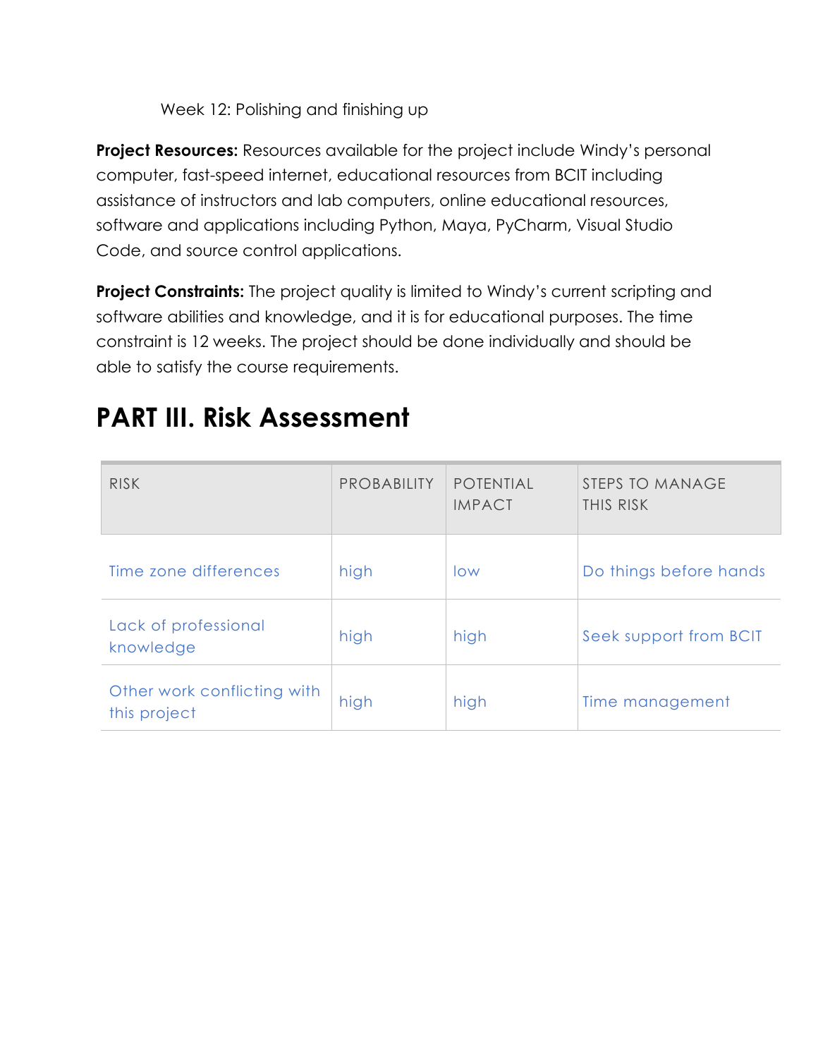Week 12: Polishing and finishing up

**Project Resources:** Resources available for the project include Windy's personal computer, fast-speed internet, educational resources from BCIT including assistance of instructors and lab computers, online educational resources, software and applications including Python, Maya, PyCharm, Visual Studio Code, and source control applications.

**Project Constraints:** The project quality is limited to Windy's current scripting and software abilities and knowledge, and it is for educational purposes. The time constraint is 12 weeks. The project should be done individually and should be able to satisfy the course requirements.

# PART III. Risk Assessment

| RISK | PROBABILITY | POTENTIAL IMPACT | STEPS TO MANAGE THIS RISK |
|---|---|---|---|
| Time zone differences | high | low | Do things before hands |
| Lack of professional knowledge | high | high | Seek support from BCIT |
| Other work conflicting with this project | high | high | Time management |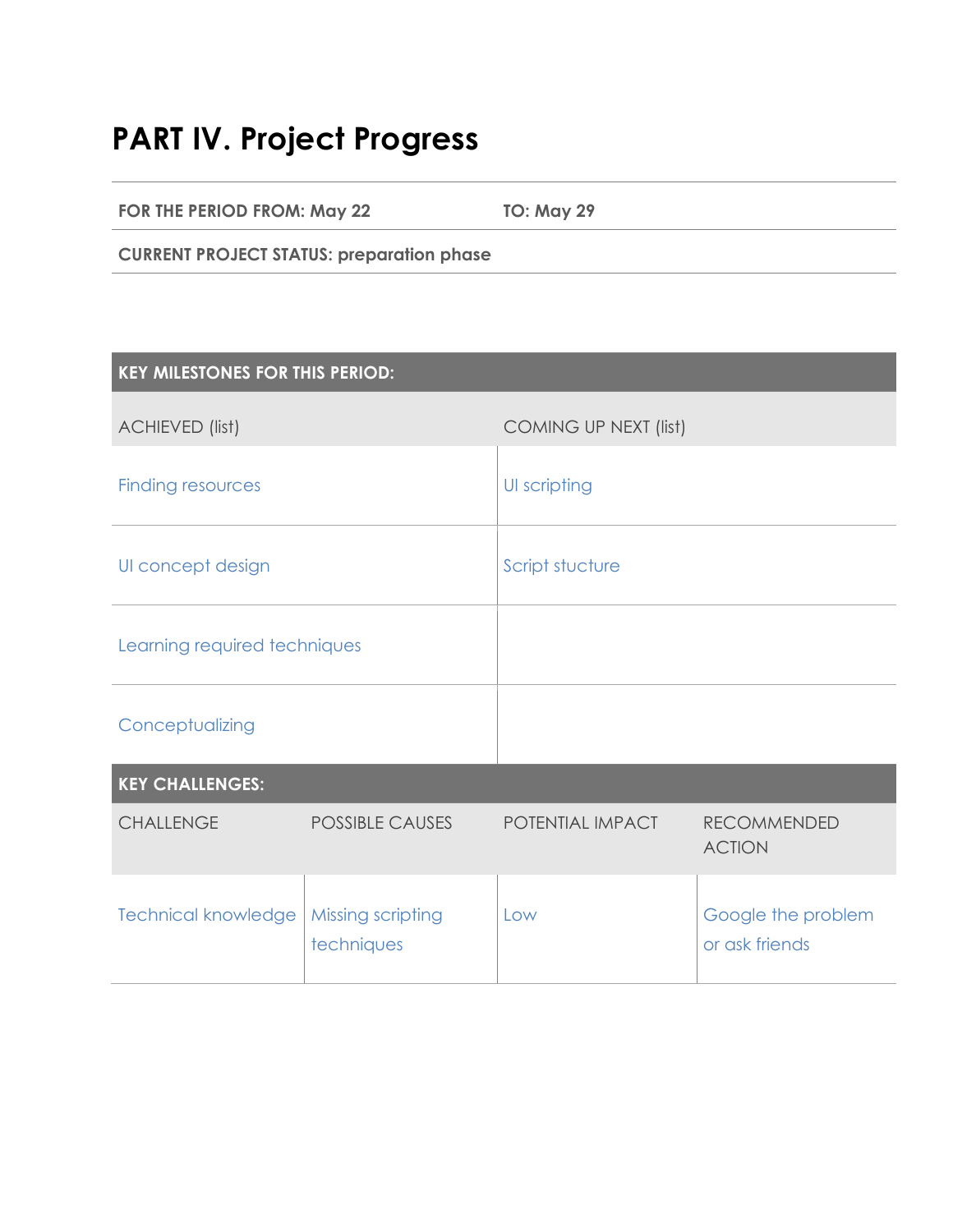# PART IV. Project Progress

| FOR THE PERIOD FROM: May 22 | TO: May 29 |
|---|---|
| **CURRENT PROJECT STATUS: preparation phase** | |

| KEY MILESTONES FOR THIS PERIOD: | |
|---|---|
| ACHIEVED (list) | COMING UP NEXT (list) |
| Finding resources | UI scripting |
| UI concept design | Script stucture |
| Learning required techniques | |
| Conceptualizing | |

| KEY CHALLENGES: | | | |
|---|---|---|---|
| CHALLENGE | POSSIBLE CAUSES | POTENTIAL IMPACT | RECOMMENDED ACTION |
| Technical knowledge | Missing scripting techniques | Low | Google the problem or ask friends |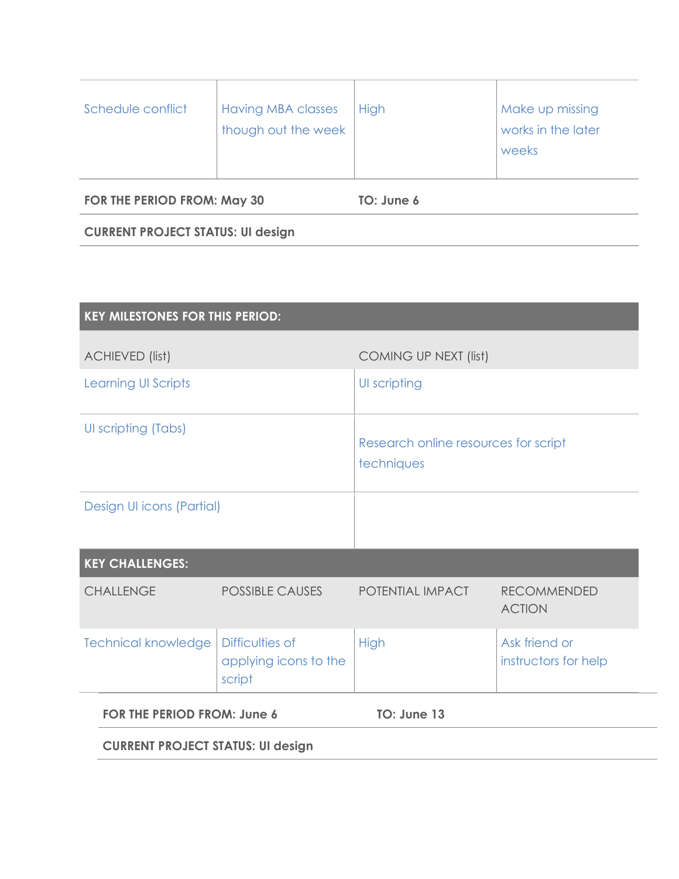| | | | |
|---|---|---|---|
| Schedule conflict | Having MBA classes though out the week | High | Make up missing works in the later weeks |

**FOR THE PERIOD FROM: May 30** **TO: June 6**

**CURRENT PROJECT STATUS: UI design**

| **KEY MILESTONES FOR THIS PERIOD:** | |
|---|---|
| ACHIEVED (list) | COMING UP NEXT (list) |
| Learning UI Scripts | UI scripting |
| UI scripting (Tabs) | Research online resources for script techniques |
| Design UI icons (Partial) | |

| **KEY CHALLENGES:** | | | |
|---|---|---|---|
| CHALLENGE | POSSIBLE CAUSES | POTENTIAL IMPACT | RECOMMENDED ACTION |
| Technical knowledge | Difficulties of applying icons to the script | High | Ask friend or instructors for help |

**FOR THE PERIOD FROM: June 6** **TO: June 13**

**CURRENT PROJECT STATUS: UI design**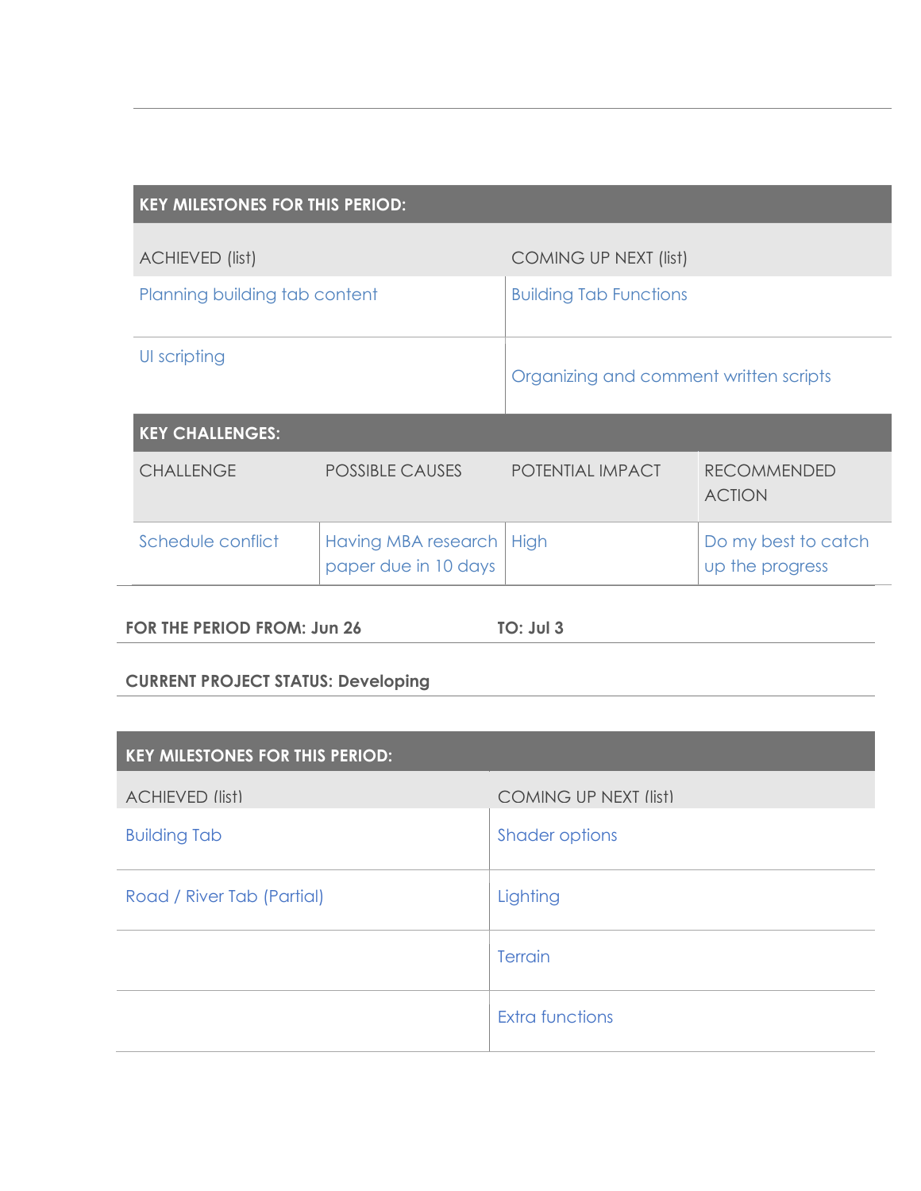| KEY MILESTONES FOR THIS PERIOD: | |
|---|---|
| ACHIEVED (list) | COMING UP NEXT (list) |
| Planning building tab content | Building Tab Functions |
| UI scripting | Organizing and comment written scripts |

| KEY CHALLENGES: | | | |
|---|---|---|---|
| CHALLENGE | POSSIBLE CAUSES | POTENTIAL IMPACT | RECOMMENDED ACTION |
| Schedule conflict | Having MBA research paper due in 10 days | High | Do my best to catch up the progress |

**FOR THE PERIOD FROM: Jun 26** **TO: Jul 3**

**CURRENT PROJECT STATUS: Developing**

| KEY MILESTONES FOR THIS PERIOD: | |
|---|---|
| ACHIEVED (list) | COMING UP NEXT (list) |
| Building Tab | Shader options |
| Road / River Tab (Partial) | Lighting |
| | Terrain |
| | Extra functions |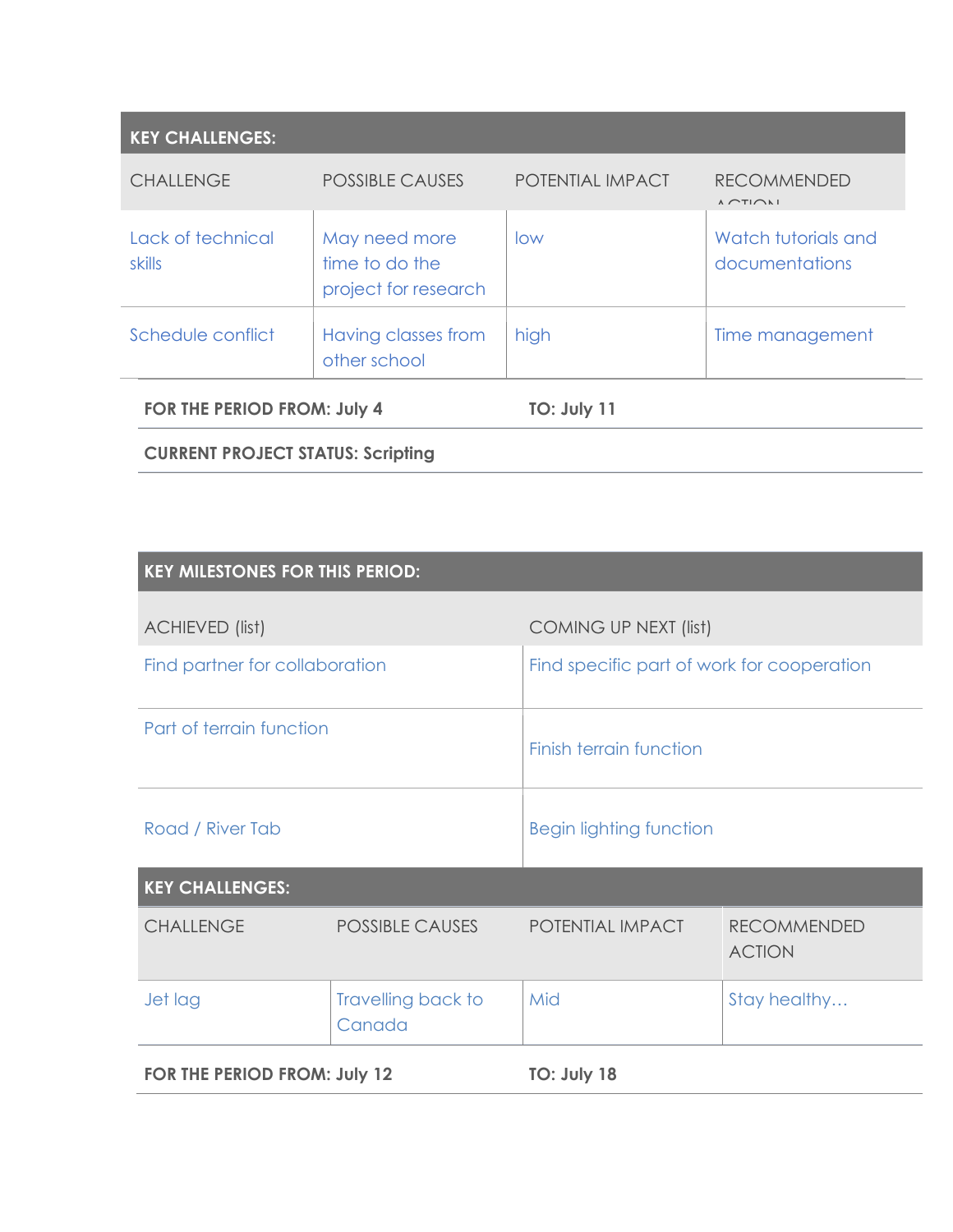| KEY CHALLENGES: | | | |
|---|---|---|---|
| CHALLENGE | POSSIBLE CAUSES | POTENTIAL IMPACT | RECOMMENDED ACTION |
| Lack of technical skills | May need more time to do the project for research | low | Watch tutorials and documentations |
| Schedule conflict | Having classes from other school | high | Time management |

**FOR THE PERIOD FROM: July 4** **TO: July 11**

**CURRENT PROJECT STATUS: Scripting**

| KEY MILESTONES FOR THIS PERIOD: | |
|---|---|
| ACHIEVED (list) | COMING UP NEXT (list) |
| Find partner for collaboration | Find specific part of work for cooperation |
| Part of terrain function | Finish terrain function |
| Road / River Tab | Begin lighting function |

| KEY CHALLENGES: | | | |
|---|---|---|---|
| CHALLENGE | POSSIBLE CAUSES | POTENTIAL IMPACT | RECOMMENDED ACTION |
| Jet lag | Travelling back to Canada | Mid | Stay healthy… |

**FOR THE PERIOD FROM: July 12** **TO: July 18**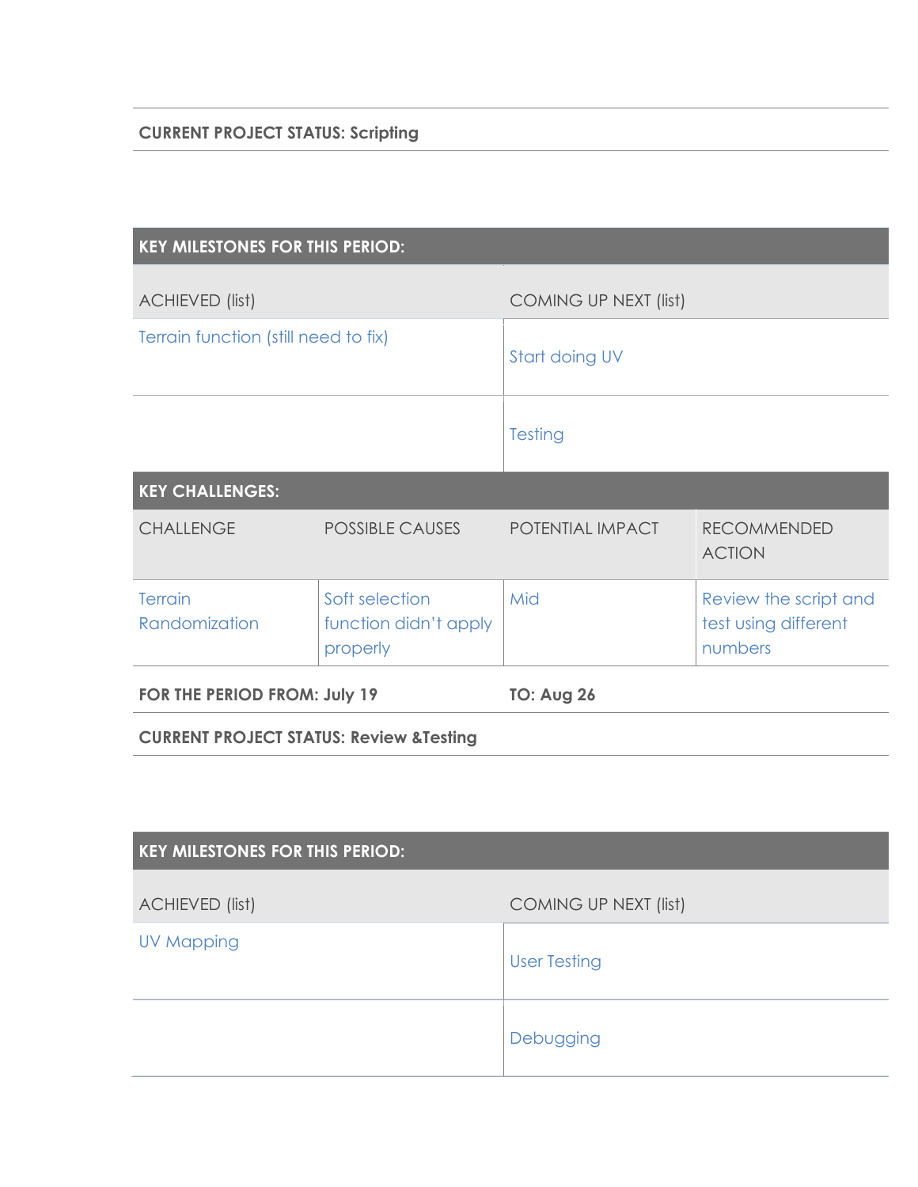**CURRENT PROJECT STATUS: Scripting**

| **KEY MILESTONES FOR THIS PERIOD:** | |
|---|---|
| ACHIEVED (list) | COMING UP NEXT (list) |
| Terrain function (still need to fix) | Start doing UV |
| | Testing |

| **KEY CHALLENGES:** | | | |
|---|---|---|---|
| CHALLENGE | POSSIBLE CAUSES | POTENTIAL IMPACT | RECOMMENDED ACTION |
| Terrain Randomization | Soft selection function didn't apply properly | Mid | Review the script and test using different numbers |

**FOR THE PERIOD FROM: July 19** **TO: Aug 26**

**CURRENT PROJECT STATUS: Review &Testing**

| **KEY MILESTONES FOR THIS PERIOD:** | |
|---|---|
| ACHIEVED (list) | COMING UP NEXT (list) |
| UV Mapping | User Testing |
| | Debugging |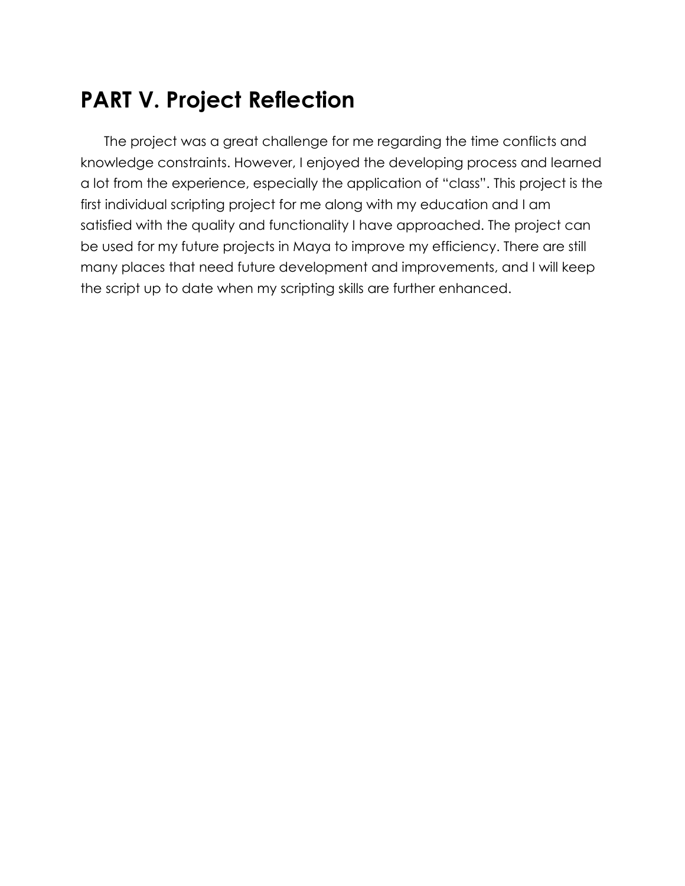## PART V. Project Reflection

The project was a great challenge for me regarding the time conflicts and knowledge constraints. However, I enjoyed the developing process and learned a lot from the experience, especially the application of “class”. This project is the first individual scripting project for me along with my education and I am satisfied with the quality and functionality I have approached. The project can be used for my future projects in Maya to improve my efficiency. There are still many places that need future development and improvements, and I will keep the script up to date when my scripting skills are further enhanced.